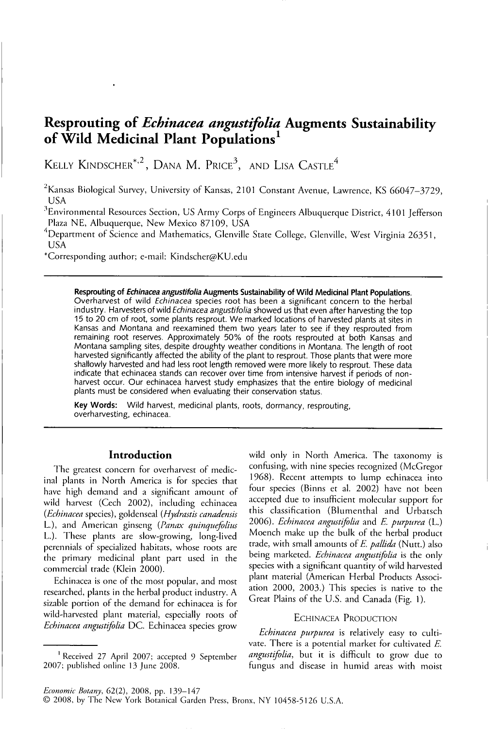# Resprouting of *Echinacea angustifolia* Augments Sustainability of Wild Medicinal Plant Populations[1]

Kelly Kindscher*[,2], Dana M. Price[3], and Lisa Castle[4]

[2]Kansas Biological Survey, University of Kansas, 2101 Constant Avenue, Lawrence, KS 66047–3729, USA

[3]Environmental Resources Section, US Army Corps of Engineers Albuquerque District, 4101 Jefferson Plaza NE, Albuquerque, New Mexico 87109, USA

[4]Department of Science and Mathematics, Glenville State College, Glenville, West Virginia 26351, USA

*Corresponding author; e-mail: Kindscher@KU.edu

**Resprouting of *Echinacea angustifolia* Augments Sustainability of Wild Medicinal Plant Populations.** Overharvest of wild *Echinacea* species root has been a significant concern to the herbal industry. Harvesters of wild *Echinacea angustifolia* showed us that even after harvesting the top 15 to 20 cm of root, some plants resprout. We marked locations of harvested plants at sites in Kansas and Montana and reexamined them two years later to see if they resprouted from remaining root reserves. Approximately 50% of the roots resprouted at both Kansas and Montana sampling sites, despite droughty weather conditions in Montana. The length of root harvested significantly affected the ability of the plant to resprout. Those plants that were more shallowly harvested and had less root length removed were more likely to resprout. These data indicate that echinacea stands can recover over time from intensive harvest if periods of non-harvest occur. Our echinacea harvest study emphasizes that the entire biology of medicinal plants must be considered when evaluating their conservation status.

**Key Words:** Wild harvest, medicinal plants, roots, dormancy, resprouting, overharvesting, echinacea.

## Introduction

The greatest concern for overharvest of medicinal plants in North America is for species that have high demand and a significant amount of wild harvest (Cech 2002), including echinacea (*Echinacea* species), goldenseal (*Hydrastis canadensis* L.), and American ginseng (*Panax quinquefolius* L.). These plants are slow-growing, long-lived perennials of specialized habitats, whose roots are the primary medicinal plant part used in the commercial trade (Klein 2000).

Echinacea is one of the most popular, and most researched, plants in the herbal product industry. A sizable portion of the demand for echinacea is for wild-harvested plant material, especially roots of *Echinacea angustifolia* DC. Echinacea species grow wild only in North America. The taxonomy is confusing, with nine species recognized (McGregor 1968). Recent attempts to lump echinacea into four species (Binns et al. 2002) have not been accepted due to insufficient molecular support for this classification (Blumenthal and Urbatsch 2006). *Echinacea angustifolia* and *E. purpurea* (L.) Moench make up the bulk of the herbal product trade, with small amounts of *E. pallida* (Nutt.) also being marketed. *Echinacea angustifolia* is the only species with a significant quantity of wild harvested plant material (American Herbal Products Association 2000, 2003.) This species is native to the Great Plains of the U.S. and Canada (Fig. 1).

### Echinacea Production

*Echinacea purpurea* is relatively easy to cultivate. There is a potential market for cultivated *E. angustifolia*, but it is difficult to grow due to fungus and disease in humid areas with moist

[1] Received 27 April 2007; accepted 9 September 2007; published online 13 June 2008.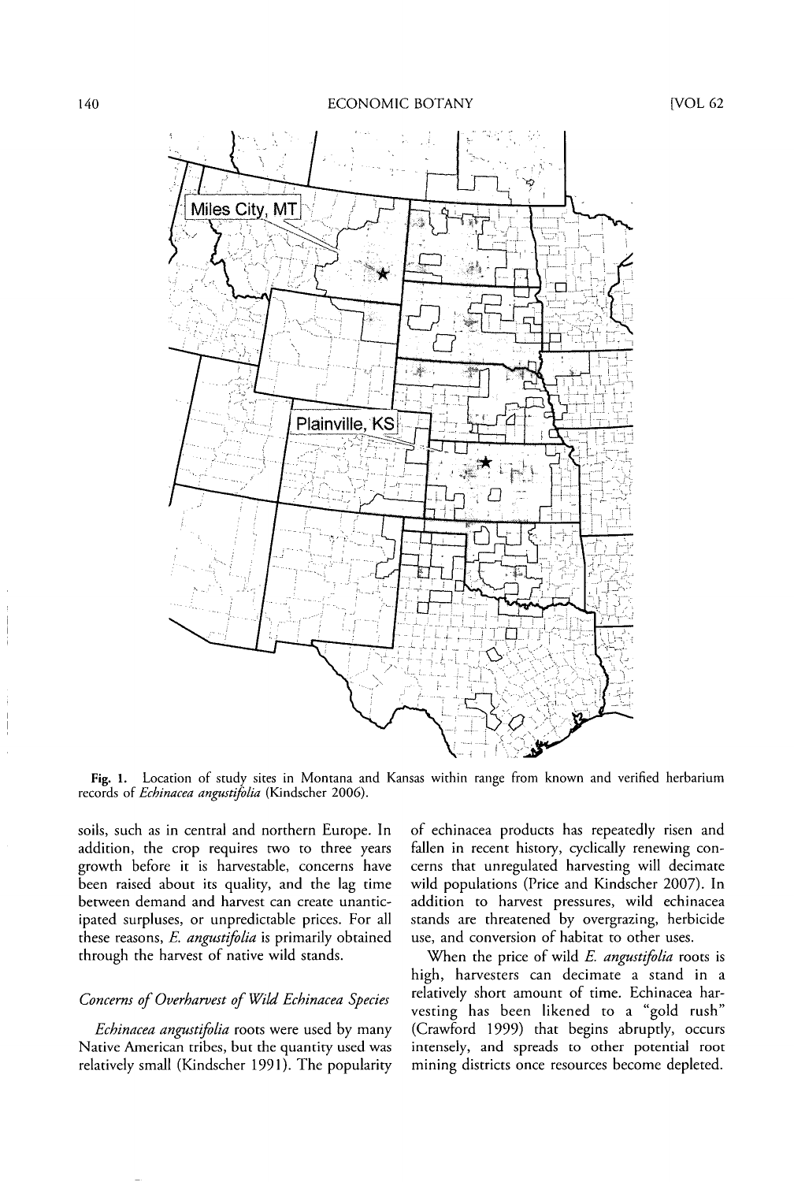Fig. 1. Location of study sites in Montana and Kansas within range from known and verified herbarium records of *Echinacea angustifolia* (Kindscher 2006).

soils, such as in central and northern Europe. In addition, the crop requires two to three years growth before it is harvestable, concerns have been raised about its quality, and the lag time between demand and harvest can create unanticipated surpluses, or unpredictable prices. For all these reasons, *E. angustifolia* is primarily obtained through the harvest of native wild stands.

### *Concerns of Overharvest of Wild Echinacea Species*

*Echinacea angustifolia* roots were used by many Native American tribes, but the quantity used was relatively small (Kindscher 1991). The popularity of echinacea products has repeatedly risen and fallen in recent history, cyclically renewing concerns that unregulated harvesting will decimate wild populations (Price and Kindscher 2007). In addition to harvest pressures, wild echinacea stands are threatened by overgrazing, herbicide use, and conversion of habitat to other uses.

When the price of wild *E. angustifolia* roots is high, harvesters can decimate a stand in a relatively short amount of time. Echinacea harvesting has been likened to a "gold rush" (Crawford 1999) that begins abruptly, occurs intensely, and spreads to other potential root mining districts once resources become depleted.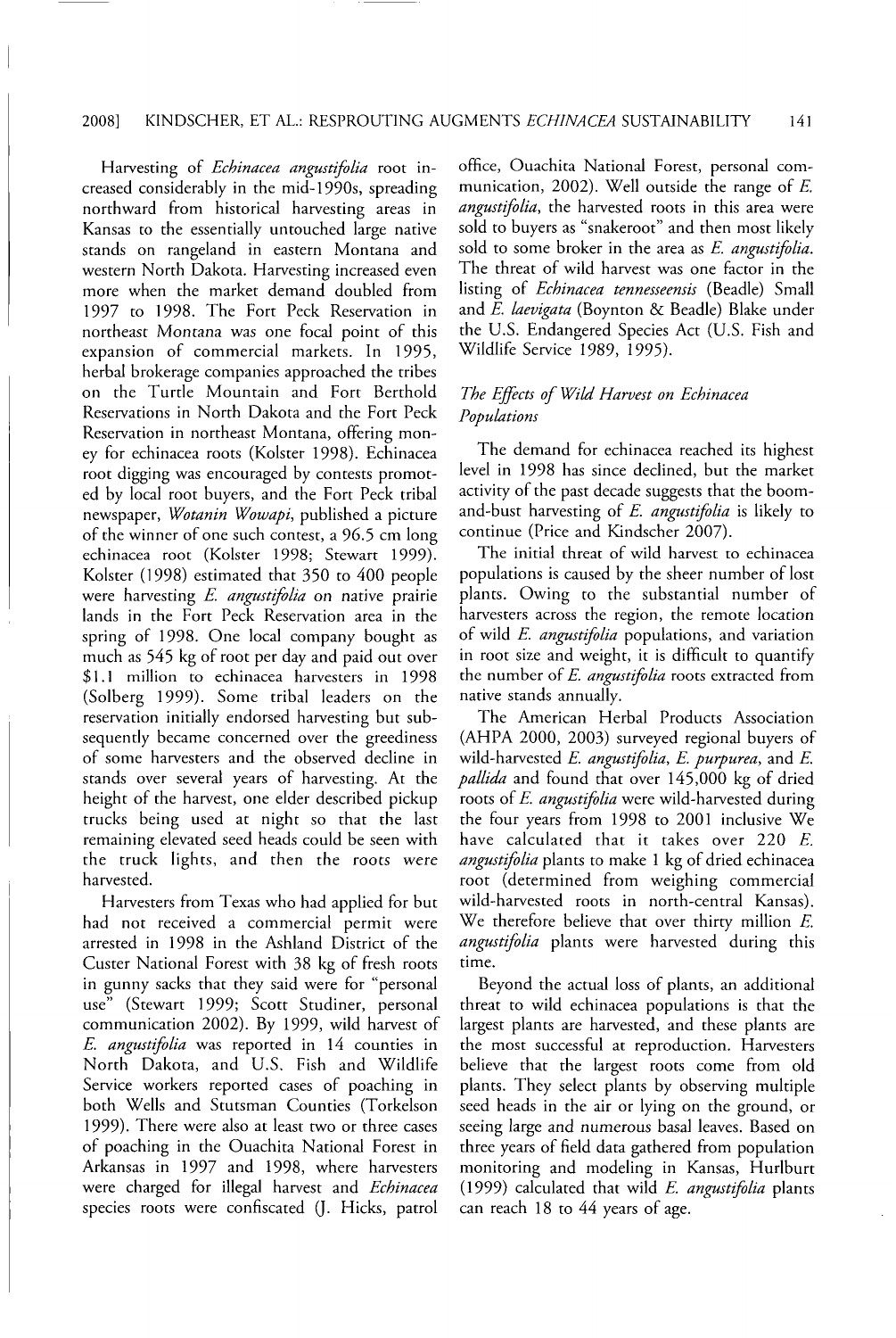Harvesting of *Echinacea angustifolia* root increased considerably in the mid-1990s, spreading northward from historical harvesting areas in Kansas to the essentially untouched large native stands on rangeland in eastern Montana and western North Dakota. Harvesting increased even more when the market demand doubled from 1997 to 1998. The Fort Peck Reservation in northeast Montana was one focal point of this expansion of commercial markets. In 1995, herbal brokerage companies approached the tribes on the Turtle Mountain and Fort Berthold Reservations in North Dakota and the Fort Peck Reservation in northeast Montana, offering money for echinacea roots (Kolster 1998). Echinacea root digging was encouraged by contests promoted by local root buyers, and the Fort Peck tribal newspaper, *Wotanin Wowapi*, published a picture of the winner of one such contest, a 96.5 cm long echinacea root (Kolster 1998; Stewart 1999). Kolster (1998) estimated that 350 to 400 people were harvesting *E. angustifolia* on native prairie lands in the Fort Peck Reservation area in the spring of 1998. One local company bought as much as 545 kg of root per day and paid out over $1.1 million to echinacea harvesters in 1998 (Solberg 1999). Some tribal leaders on the reservation initially endorsed harvesting but subsequently became concerned over the greediness of some harvesters and the observed decline in stands over several years of harvesting. At the height of the harvest, one elder described pickup trucks being used at night so that the last remaining elevated seed heads could be seen with the truck lights, and then the roots were harvested.

Harvesters from Texas who had applied for but had not received a commercial permit were arrested in 1998 in the Ashland District of the Custer National Forest with 38 kg of fresh roots in gunny sacks that they said were for "personal use" (Stewart 1999; Scott Studiner, personal communication 2002). By 1999, wild harvest of *E. angustifolia* was reported in 14 counties in North Dakota, and U.S. Fish and Wildlife Service workers reported cases of poaching in both Wells and Stutsman Counties (Torkelson 1999). There were also at least two or three cases of poaching in the Ouachita National Forest in Arkansas in 1997 and 1998, where harvesters were charged for illegal harvest and *Echinacea* species roots were confiscated (J. Hicks, patrol office, Ouachita National Forest, personal communication, 2002). Well outside the range of *E. angustifolia*, the harvested roots in this area were sold to buyers as "snakeroot" and then most likely sold to some broker in the area as *E. angustifolia*. The threat of wild harvest was one factor in the listing of *Echinacea tennesseensis* (Beadle) Small and *E. laevigata* (Boynton & Beadle) Blake under the U.S. Endangered Species Act (U.S. Fish and Wildlife Service 1989, 1995).

### *The Effects of Wild Harvest on Echinacea Populations*

The demand for echinacea reached its highest level in 1998 has since declined, but the market activity of the past decade suggests that the boom-and-bust harvesting of *E. angustifolia* is likely to continue (Price and Kindscher 2007).

The initial threat of wild harvest to echinacea populations is caused by the sheer number of lost plants. Owing to the substantial number of harvesters across the region, the remote location of wild *E. angustifolia* populations, and variation in root size and weight, it is difficult to quantify the number of *E. angustifolia* roots extracted from native stands annually.

The American Herbal Products Association (AHPA 2000, 2003) surveyed regional buyers of wild-harvested *E. angustifolia*, *E. purpurea*, and *E. pallida* and found that over 145,000 kg of dried roots of *E. angustifolia* were wild-harvested during the four years from 1998 to 2001 inclusive We have calculated that it takes over 220 *E. angustifolia* plants to make 1 kg of dried echinacea root (determined from weighing commercial wild-harvested roots in north-central Kansas). We therefore believe that over thirty million *E. angustifolia* plants were harvested during this time.

Beyond the actual loss of plants, an additional threat to wild echinacea populations is that the largest plants are harvested, and these plants are the most successful at reproduction. Harvesters believe that the largest roots come from old plants. They select plants by observing multiple seed heads in the air or lying on the ground, or seeing large and numerous basal leaves. Based on three years of field data gathered from population monitoring and modeling in Kansas, Hurlburt (1999) calculated that wild *E. angustifolia* plants can reach 18 to 44 years of age.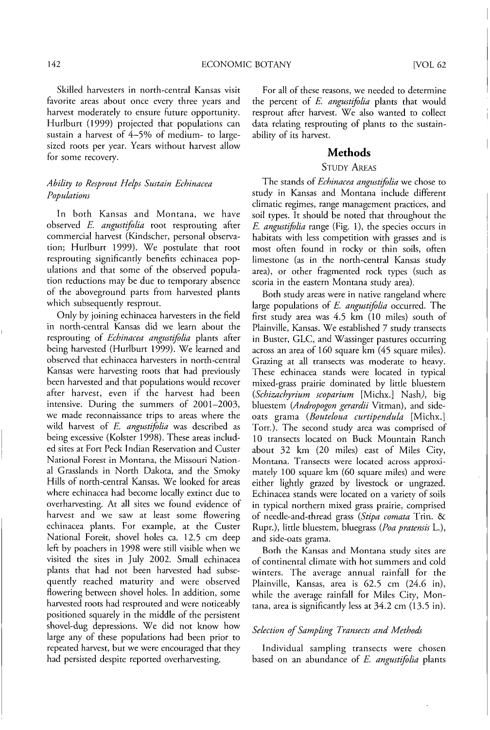Skilled harvesters in north-central Kansas visit favorite areas about once every three years and harvest moderately to ensure future opportunity. Hurlburt (1999) projected that populations can sustain a harvest of 4–5% of medium- to large-sized roots per year. Years without harvest allow for some recovery.

### *Ability to Resprout Helps Sustain Echinacea Populations*

In both Kansas and Montana, we have observed *E. angustifolia* root resprouting after commercial harvest (Kindscher, personal observation; Hurlburt 1999). We postulate that root resprouting significantly benefits echinacea populations and that some of the observed population reductions may be due to temporary absence of the aboveground parts from harvested plants which subsequently resprout.

Only by joining echinacea harvesters in the field in north-central Kansas did we learn about the resprouting of *Echinacea angustifolia* plants after being harvested (Hurlburt 1999). We learned and observed that echinacea harvesters in north-central Kansas were harvesting roots that had previously been harvested and that populations would recover after harvest, even if the harvest had been intensive. During the summers of 2001–2003, we made reconnaissance trips to areas where the wild harvest of *E. angustifolia* was described as being excessive (Kolster 1998). These areas included sites at Fort Peck Indian Reservation and Custer National Forest in Montana, the Missouri National Grasslands in North Dakota, and the Smoky Hills of north-central Kansas. We looked for areas where echinacea had become locally extinct due to overharvesting. At all sites we found evidence of harvest and we saw at least some flowering echinacea plants. For example, at the Custer National Forest, shovel holes ca. 12.5 cm deep left by poachers in 1998 were still visible when we visited the sites in July 2002. Small echinacea plants that had not been harvested had subsequently reached maturity and were observed flowering between shovel holes. In addition, some harvested roots had resprouted and were noticeably positioned squarely in the middle of the persistent shovel-dug depressions. We did not know how large any of these populations had been prior to repeated harvest, but we were encouraged that they had persisted despite reported overharvesting.

For all of these reasons, we needed to determine the percent of *E. angustifolia* plants that would resprout after harvest. We also wanted to collect data relating resprouting of plants to the sustainability of its harvest.

## Methods

### Study Areas

The stands of *Echinacea angustifolia* we chose to study in Kansas and Montana include different climatic regimes, range management practices, and soil types. It should be noted that throughout the *E. angustifolia* range (Fig. 1), the species occurs in habitats with less competition with grasses and is most often found in rocky or thin soils, often limestone (as in the north-central Kansas study area), or other fragmented rock types (such as scoria in the eastern Montana study area).

Both study areas were in native rangeland where large populations of *E. angustifolia* occurred. The first study area was 4.5 km (10 miles) south of Plainville, Kansas. We established 7 study transects in Buster, GLC, and Wassinger pastures occurring across an area of 160 square km (45 square miles). Grazing at all transects was moderate to heavy. These echinacea stands were located in typical mixed-grass prairie dominated by little bluestem (*Schizachyrium scoparium* [Michx.] Nash), big bluestem (*Andropogon gerardii* Vitman), and side-oats grama (*Bouteloua curtipendula* [Michx.] Torr.). The second study area was comprised of 10 transects located on Buck Mountain Ranch about 32 km (20 miles) east of Miles City, Montana. Transects were located across approximately 100 square km (60 square miles) and were either lightly grazed by livestock or ungrazed. Echinacea stands were located on a variety of soils in typical northern mixed grass prairie, comprised of needle-and-thread grass (*Stipa comata* Trin. & Rupr.), little bluestem, bluegrass (*Poa pratensis* L.), and side-oats grama.

Both the Kansas and Montana study sites are of continental climate with hot summers and cold winters. The average annual rainfall for the Plainville, Kansas, area is 62.5 cm (24.6 in), while the average rainfall for Miles City, Montana, area is significantly less at 34.2 cm (13.5 in).

### *Selection of Sampling Transects and Methods*

Individual sampling transects were chosen based on an abundance of *E. angustifolia* plants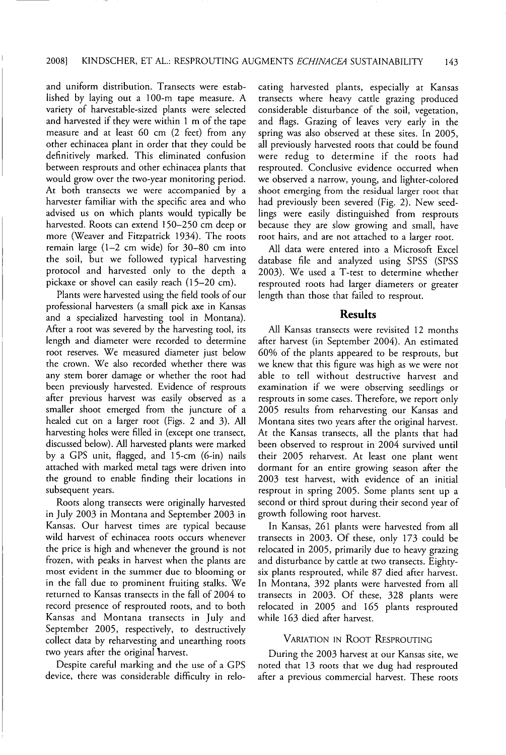and uniform distribution. Transects were established by laying out a 100-m tape measure. A variety of harvestable-sized plants were selected and harvested if they were within 1 m of the tape measure and at least 60 cm (2 feet) from any other echinacea plant in order that they could be definitively marked. This eliminated confusion between resprouts and other echinacea plants that would grow over the two-year monitoring period. At both transects we were accompanied by a harvester familiar with the specific area and who advised us on which plants would typically be harvested. Roots can extend 150–250 cm deep or more (Weaver and Fitzpatrick 1934). The roots remain large (1–2 cm wide) for 30–80 cm into the soil, but we followed typical harvesting protocol and harvested only to the depth a pickaxe or shovel can easily reach (15–20 cm).

Plants were harvested using the field tools of our professional harvesters (a small pick axe in Kansas and a specialized harvesting tool in Montana). After a root was severed by the harvesting tool, its length and diameter were recorded to determine root reserves. We measured diameter just below the crown. We also recorded whether there was any stem borer damage or whether the root had been previously harvested. Evidence of resprouts after previous harvest was easily observed as a smaller shoot emerged from the juncture of a healed cut on a larger root (Figs. 2 and 3). All harvesting holes were filled in (except one transect, discussed below). All harvested plants were marked by a GPS unit, flagged, and 15-cm (6-in) nails attached with marked metal tags were driven into the ground to enable finding their locations in subsequent years.

Roots along transects were originally harvested in July 2003 in Montana and September 2003 in Kansas. Our harvest times are typical because wild harvest of echinacea roots occurs whenever the price is high and whenever the ground is not frozen, with peaks in harvest when the plants are most evident in the summer due to blooming or in the fall due to prominent fruiting stalks. We returned to Kansas transects in the fall of 2004 to record presence of resprouted roots, and to both Kansas and Montana transects in July and September 2005, respectively, to destructively collect data by reharvesting and unearthing roots two years after the original harvest.

Despite careful marking and the use of a GPS device, there was considerable difficulty in relocating harvested plants, especially at Kansas transects where heavy cattle grazing produced considerable disturbance of the soil, vegetation, and flags. Grazing of leaves very early in the spring was also observed at these sites. In 2005, all previously harvested roots that could be found were redug to determine if the roots had resprouted. Conclusive evidence occurred when we observed a narrow, young, and lighter-colored shoot emerging from the residual larger root that had previously been severed (Fig. 2). New seedlings were easily distinguished from resprouts because they are slow growing and small, have root hairs, and are not attached to a larger root.

All data were entered into a Microsoft Excel database file and analyzed using SPSS (SPSS 2003). We used a T-test to determine whether resprouted roots had larger diameters or greater length than those that failed to resprout.

## Results

All Kansas transects were revisited 12 months after harvest (in September 2004). An estimated 60% of the plants appeared to be resprouts, but we knew that this figure was high as we were not able to tell without destructive harvest and examination if we were observing seedlings or resprouts in some cases. Therefore, we report only 2005 results from reharvesting our Kansas and Montana sites two years after the original harvest. At the Kansas transects, all the plants that had been observed to resprout in 2004 survived until their 2005 reharvest. At least one plant went dormant for an entire growing season after the 2003 test harvest, with evidence of an initial resprout in spring 2005. Some plants sent up a second or third sprout during their second year of growth following root harvest.

In Kansas, 261 plants were harvested from all transects in 2003. Of these, only 173 could be relocated in 2005, primarily due to heavy grazing and disturbance by cattle at two transects. Eighty-six plants resprouted, while 87 died after harvest. In Montana, 392 plants were harvested from all transects in 2003. Of these, 328 plants were relocated in 2005 and 165 plants resprouted while 163 died after harvest.

### Variation in Root Resprouting

During the 2003 harvest at our Kansas site, we noted that 13 roots that we dug had resprouted after a previous commercial harvest. These roots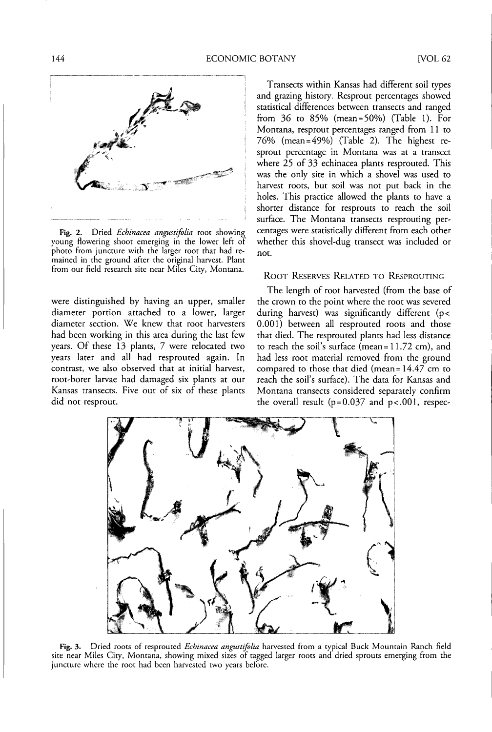Fig. 2. Dried *Echinacea angustifolia* root showing young flowering shoot emerging in the lower left of photo from juncture with the larger root that had remained in the ground after the original harvest. Plant from our field research site near Miles City, Montana.

were distinguished by having an upper, smaller diameter portion attached to a lower, larger diameter section. We knew that root harvesters had been working in this area during the last few years. Of these 13 plants, 7 were relocated two years later and all had resprouted again. In contrast, we also observed that at initial harvest, root-borer larvae had damaged six plants at our Kansas transects. Five out of six of these plants did not resprout.

Transects within Kansas had different soil types and grazing history. Resprout percentages showed statistical differences between transects and ranged from 36 to 85% (mean = 50%) (Table 1). For Montana, resprout percentages ranged from 11 to 76% (mean = 49%) (Table 2). The highest resprout percentage in Montana was at a transect where 25 of 33 echinacea plants resprouted. This was the only site in which a shovel was used to harvest roots, but soil was not put back in the holes. This practice allowed the plants to have a shorter distance for resprouts to reach the soil surface. The Montana transects resprouting percentages were statistically different from each other whether this shovel-dug transect was included or not.

## Root Reserves Related to Resprouting

The length of root harvested (from the base of the crown to the point where the root was severed during harvest) was significantly different ($p < 0.001$) between all resprouted roots and those that died. The resprouted plants had less distance to reach the soil's surface (mean = 11.72 cm), and had less root material removed from the ground compared to those that died (mean = 14.47 cm to reach the soil's surface). The data for Kansas and Montana transects considered separately confirm the overall result ($p = 0.037$ and $p < .001$, respec-

Fig. 3. Dried roots of resprouted *Echinacea angustifolia* harvested from a typical Buck Mountain Ranch field site near Miles City, Montana, showing mixed sizes of tagged larger roots and dried sprouts emerging from the juncture where the root had been harvested two years before.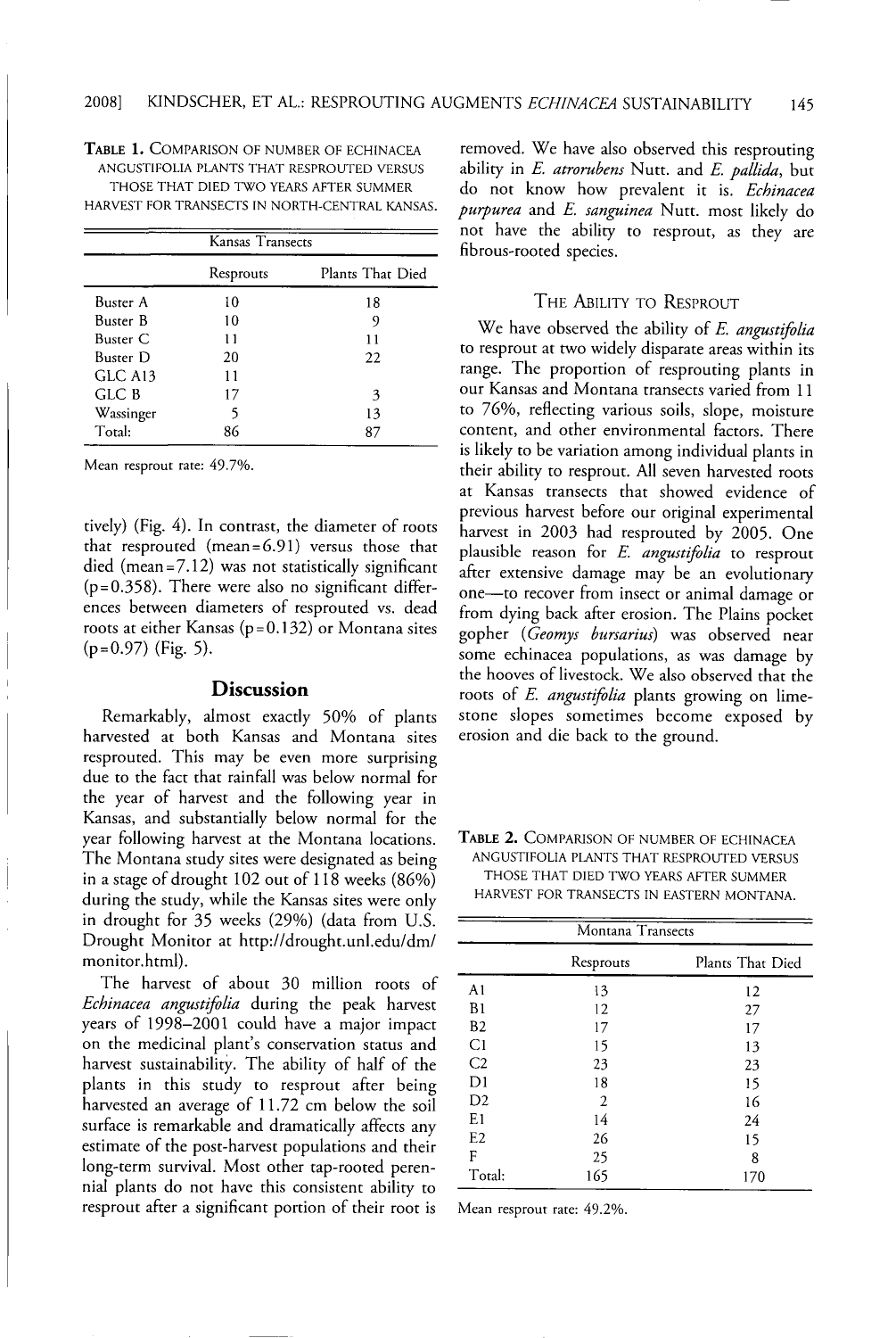**Table 1.** Comparison of number of Echinacea angustifolia plants that resprouted versus those that died two years after summer harvest for transects in north-central Kansas.

| Kansas Transects | | |
|---|---|---|
| | Resprouts | Plants That Died |
| Buster A | 10 | 18 |
| Buster B | 10 | 9 |
| Buster C | 11 | 11 |
| Buster D | 20 | 22 |
| GLC A13 | 11 | |
| GLC B | 17 | 3 |
| Wassinger | 5 | 13 |
| Total: | 86 | 87 |

Mean resprout rate: 49.7%.

tively) (Fig. 4). In contrast, the diameter of roots that resprouted (mean = 6.91) versus those that died (mean = 7.12) was not statistically significant ($p = 0.358$). There were also no significant differences between diameters of resprouted vs. dead roots at either Kansas ($p = 0.132$) or Montana sites ($p = 0.97$) (Fig. 5).

## Discussion

Remarkably, almost exactly 50% of plants harvested at both Kansas and Montana sites resprouted. This may be even more surprising due to the fact that rainfall was below normal for the year of harvest and the following year in Kansas, and substantially below normal for the year following harvest at the Montana locations. The Montana study sites were designated as being in a stage of drought 102 out of 118 weeks (86%) during the study, while the Kansas sites were only in drought for 35 weeks (29%) (data from U.S. Drought Monitor at http://drought.unl.edu/dm/monitor.html).

The harvest of about 30 million roots of *Echinacea angustifolia* during the peak harvest years of 1998–2001 could have a major impact on the medicinal plant's conservation status and harvest sustainability. The ability of half of the plants in this study to resprout after being harvested an average of 11.72 cm below the soil surface is remarkable and dramatically affects any estimate of the post-harvest populations and their long-term survival. Most other tap-rooted perennial plants do not have this consistent ability to resprout after a significant portion of their root is removed. We have also observed this resprouting ability in *E. atrorubens* Nutt. and *E. pallida*, but do not know how prevalent it is. *Echinacea purpurea* and *E. sanguinea* Nutt. most likely do not have the ability to resprout, as they are fibrous-rooted species.

### The Ability to Resprout

We have observed the ability of *E. angustifolia* to resprout at two widely disparate areas within its range. The proportion of resprouting plants in our Kansas and Montana transects varied from 11 to 76%, reflecting various soils, slope, moisture content, and other environmental factors. There is likely to be variation among individual plants in their ability to resprout. All seven harvested roots at Kansas transects that showed evidence of previous harvest before our original experimental harvest in 2003 had resprouted by 2005. One plausible reason for *E. angustifolia* to resprout after extensive damage may be an evolutionary one—to recover from insect or animal damage or from dying back after erosion. The Plains pocket gopher (*Geomys bursarius*) was observed near some echinacea populations, as was damage by the hooves of livestock. We also observed that the roots of *E. angustifolia* plants growing on limestone slopes sometimes become exposed by erosion and die back to the ground.

**Table 2.** Comparison of number of Echinacea angustifolia plants that resprouted versus those that died two years after summer harvest for transects in eastern Montana.

| Montana Transects | | |
|---|---|---|
| | Resprouts | Plants That Died |
| A1 | 13 | 12 |
| B1 | 12 | 27 |
| B2 | 17 | 17 |
| C1 | 15 | 13 |
| C2 | 23 | 23 |
| D1 | 18 | 15 |
| D2 | 2 | 16 |
| E1 | 14 | 24 |
| E2 | 26 | 15 |
| F | 25 | 8 |
| Total: | 165 | 170 |

Mean resprout rate: 49.2%.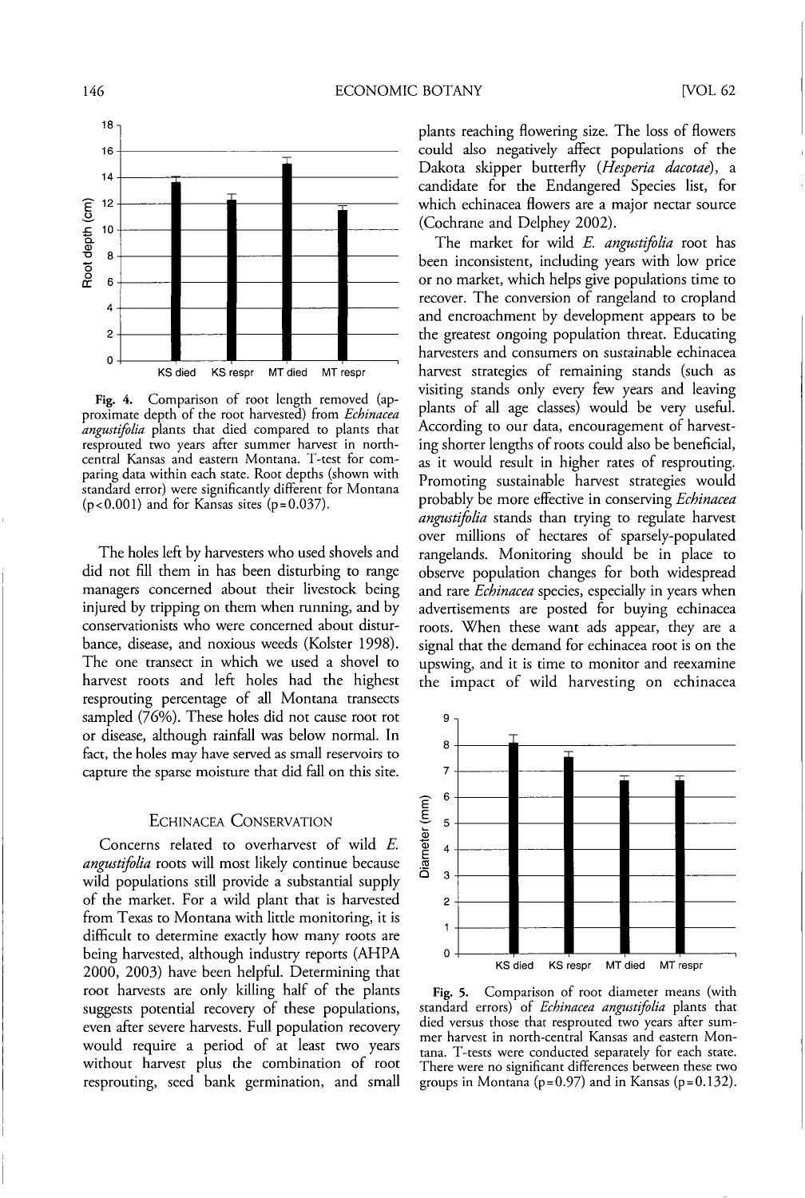18
16
14
12
10
8
6
4
2
0
Root depth (cm)
KS died KS respr MT died MT respr

Fig. 4. Comparison of root length removed (approximate depth of the root harvested) from *Echinacea angustifolia* plants that died compared to plants that resprouted two years after summer harvest in north-central Kansas and eastern Montana. T-test for comparing data within each state. Root depths (shown with standard error) were significantly different for Montana ($p<0.001$) and for Kansas sites ($p=0.037$).

The holes left by harvesters who used shovels and did not fill them in has been disturbing to range managers concerned about their livestock being injured by tripping on them when running, and by conservationists who were concerned about disturbance, disease, and noxious weeds (Kolster 1998). The one transect in which we used a shovel to harvest roots and left holes had the highest resprouting percentage of all Montana transects sampled (76%). These holes did not cause root rot or disease, although rainfall was below normal. In fact, the holes may have served as small reservoirs to capture the sparse moisture that did fall on this site.

## Echinacea Conservation

Concerns related to overharvest of wild *E. angustifolia* roots will most likely continue because wild populations still provide a substantial supply of the market. For a wild plant that is harvested from Texas to Montana with little monitoring, it is difficult to determine exactly how many roots are being harvested, although industry reports (AHPA 2000, 2003) have been helpful. Determining that root harvests are only killing half of the plants suggests potential recovery of these populations, even after severe harvests. Full population recovery would require a period of at least two years without harvest plus the combination of root resprouting, seed bank germination, and small plants reaching flowering size. The loss of flowers could also negatively affect populations of the Dakota skipper butterfly (*Hesperia dacotae*), a candidate for the Endangered Species list, for which echinacea flowers are a major nectar source (Cochrane and Delphey 2002).

The market for wild *E. angustifolia* root has been inconsistent, including years with low price or no market, which helps give populations time to recover. The conversion of rangeland to cropland and encroachment by development appears to be the greatest ongoing population threat. Educating harvesters and consumers on sustainable echinacea harvest strategies of remaining stands (such as visiting stands only every few years and leaving plants of all age classes) would be very useful. According to our data, encouragement of harvesting shorter lengths of roots could also be beneficial, as it would result in higher rates of resprouting. Promoting sustainable harvest strategies would probably be more effective in conserving *Echinacea angustifolia* stands than trying to regulate harvest over millions of hectares of sparsely-populated rangelands. Monitoring should be in place to observe population changes for both widespread and rare *Echinacea* species, especially in years when advertisements are posted for buying echinacea roots. When these want ads appear, they are a signal that the demand for echinacea root is on the upswing, and it is time to monitor and reexamine the impact of wild harvesting on echinacea

9
8
7
6
5
4
3
2
1
0
Diameter (mm)
KS died KS respr MT died MT respr

Fig. 5. Comparison of root diameter means (with standard errors) of *Echinacea angustifolia* plants that died versus those that resprouted two years after summer harvest in north-central Kansas and eastern Montana. T-tests were conducted separately for each state. There were no significant differences between these two groups in Montana ($p=0.97$) and in Kansas ($p=0.132$).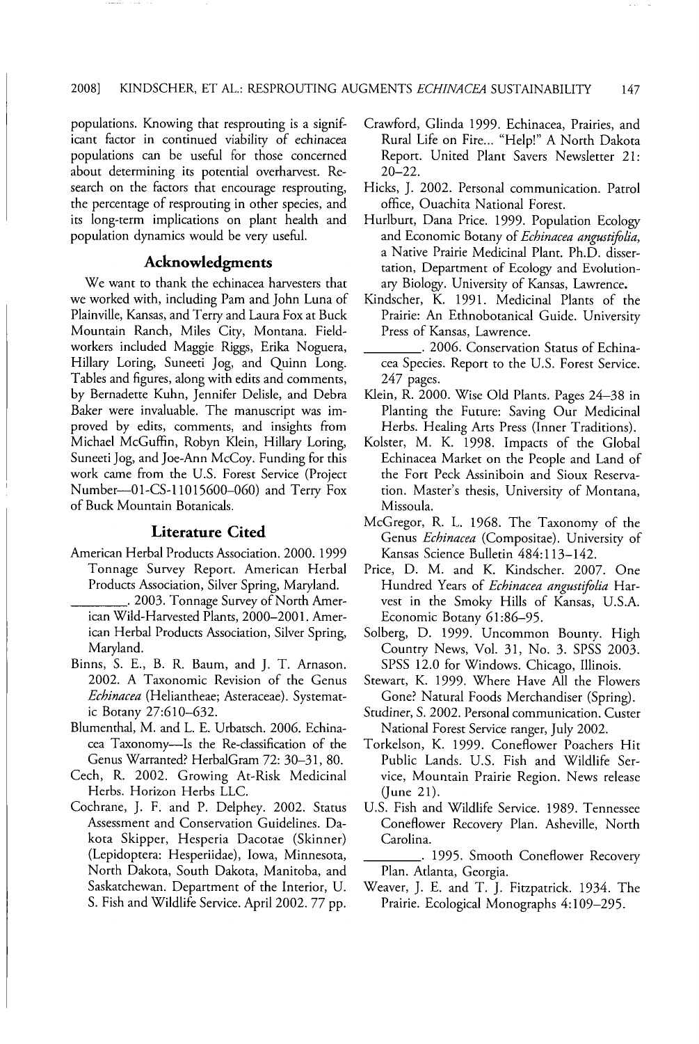populations. Knowing that resprouting is a significant factor in continued viability of echinacea populations can be useful for those concerned about determining its potential overharvest. Research on the factors that encourage resprouting, the percentage of resprouting in other species, and its long-term implications on plant health and population dynamics would be very useful.

## Acknowledgments

We want to thank the echinacea harvesters that we worked with, including Pam and John Luna of Plainville, Kansas, and Terry and Laura Fox at Buck Mountain Ranch, Miles City, Montana. Fieldworkers included Maggie Riggs, Erika Noguera, Hillary Loring, Suneeti Jog, and Quinn Long. Tables and figures, along with edits and comments, by Bernadette Kuhn, Jennifer Delisle, and Debra Baker were invaluable. The manuscript was improved by edits, comments, and insights from Michael McGuffin, Robyn Klein, Hillary Loring, Suneeti Jog, and Joe-Ann McCoy. Funding for this work came from the U.S. Forest Service (Project Number—01-CS-11015600-060) and Terry Fox of Buck Mountain Botanicals.

## Literature Cited

American Herbal Products Association. 2000. 1999 Tonnage Survey Report. American Herbal Products Association, Silver Spring, Maryland.

________. 2003. Tonnage Survey of North American Wild-Harvested Plants, 2000–2001. American Herbal Products Association, Silver Spring, Maryland.

Binns, S. E., B. R. Baum, and J. T. Arnason. 2002. A Taxonomic Revision of the Genus *Echinacea* (Heliantheae; Asteraceae). Systematic Botany 27:610–632.

Blumenthal, M. and L. E. Urbatsch. 2006. Echinacea Taxonomy—Is the Re-classification of the Genus Warranted? HerbalGram 72: 30–31, 80.

Cech, R. 2002. Growing At-Risk Medicinal Herbs. Horizon Herbs LLC.

Cochrane, J. F. and P. Delphey. 2002. Status Assessment and Conservation Guidelines. Dakota Skipper, Hesperia Dacotae (Skinner) (Lepidoptera: Hesperiidae), Iowa, Minnesota, North Dakota, South Dakota, Manitoba, and Saskatchewan. Department of the Interior, U. S. Fish and Wildlife Service. April 2002. 77 pp.

Crawford, Glinda 1999. Echinacea, Prairies, and Rural Life on Fire... "Help!" A North Dakota Report. United Plant Savers Newsletter 21: 20–22.

Hicks, J. 2002. Personal communication. Patrol office, Ouachita National Forest.

Hurlburt, Dana Price. 1999. Population Ecology and Economic Botany of *Echinacea angustifolia*, a Native Prairie Medicinal Plant. Ph.D. dissertation, Department of Ecology and Evolutionary Biology. University of Kansas, Lawrence.

Kindscher, K. 1991. Medicinal Plants of the Prairie: An Ethnobotanical Guide. University Press of Kansas, Lawrence.

________. 2006. Conservation Status of Echinacea Species. Report to the U.S. Forest Service. 247 pages.

Klein, R. 2000. Wise Old Plants. Pages 24–38 in Planting the Future: Saving Our Medicinal Herbs. Healing Arts Press (Inner Traditions).

Kolster, M. K. 1998. Impacts of the Global Echinacea Market on the People and Land of the Fort Peck Assiniboin and Sioux Reservation. Master's thesis, University of Montana, Missoula.

McGregor, R. L. 1968. The Taxonomy of the Genus *Echinacea* (Compositae). University of Kansas Science Bulletin 484:113–142.

Price, D. M. and K. Kindscher. 2007. One Hundred Years of *Echinacea angustifolia* Harvest in the Smoky Hills of Kansas, U.S.A. Economic Botany 61:86–95.

Solberg, D. 1999. Uncommon Bounty. High Country News, Vol. 31, No. 3. SPSS 2003. SPSS 12.0 for Windows. Chicago, Illinois.

Stewart, K. 1999. Where Have All the Flowers Gone? Natural Foods Merchandiser (Spring).

Studiner, S. 2002. Personal communication. Custer National Forest Service ranger, July 2002.

Torkelson, K. 1999. Coneflower Poachers Hit Public Lands. U.S. Fish and Wildlife Service, Mountain Prairie Region. News release (June 21).

U.S. Fish and Wildlife Service. 1989. Tennessee Coneflower Recovery Plan. Asheville, North Carolina.

________. 1995. Smooth Coneflower Recovery Plan. Atlanta, Georgia.

Weaver, J. E. and T. J. Fitzpatrick. 1934. The Prairie. Ecological Monographs 4:109–295.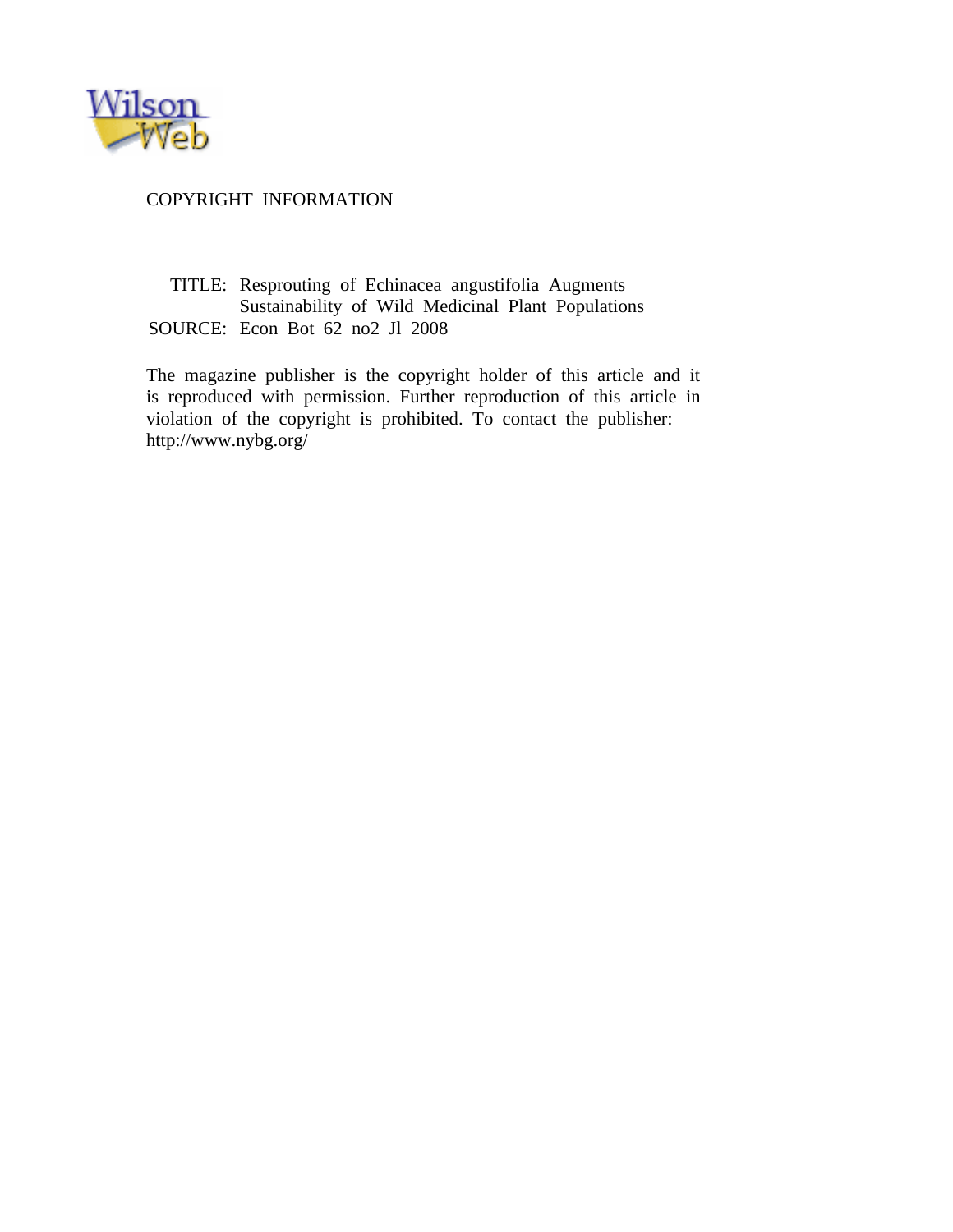COPYRIGHT INFORMATION

TITLE: Resprouting of Echinacea angustifolia Augments Sustainability of Wild Medicinal Plant Populations
SOURCE: Econ Bot 62 no2 Jl 2008

The magazine publisher is the copyright holder of this article and it is reproduced with permission. Further reproduction of this article in violation of the copyright is prohibited. To contact the publisher: http://www.nybg.org/